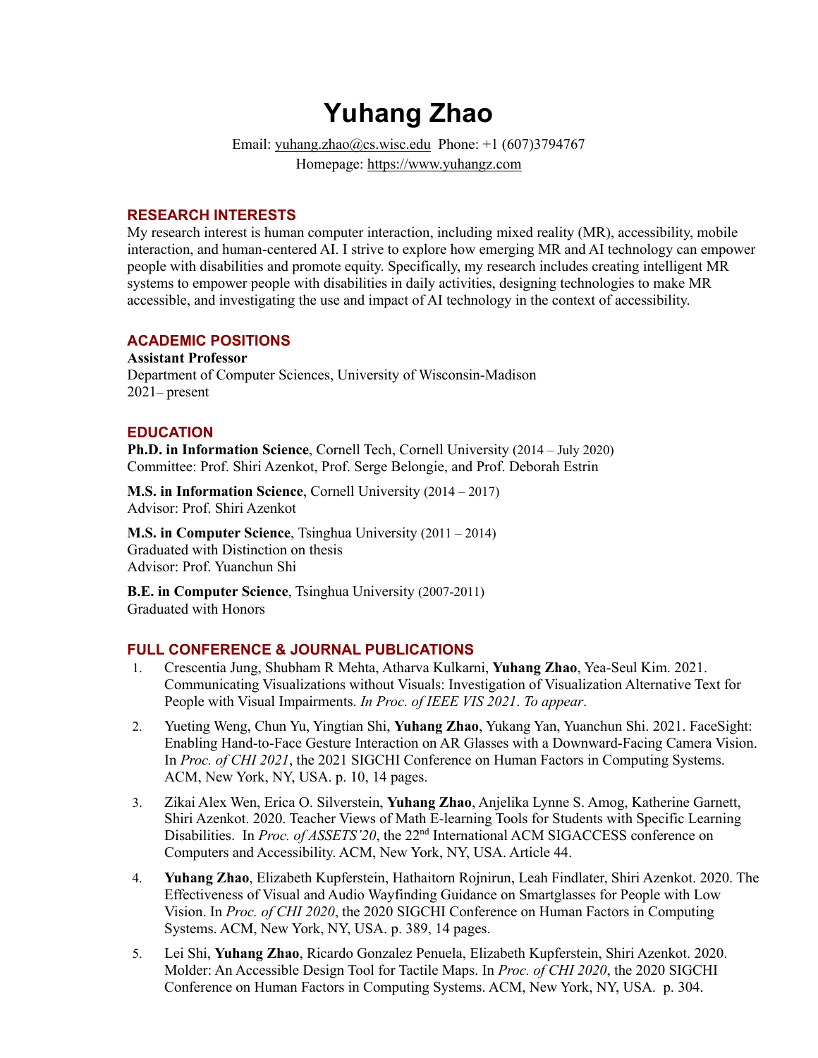# Yuhang Zhao

Email: yuhang.zhao@cs.wisc.edu  Phone: +1 (607)3794767
Homepage: https://www.yuhangz.com

## RESEARCH INTERESTS

My research interest is human computer interaction, including mixed reality (MR), accessibility, mobile interaction, and human-centered AI. I strive to explore how emerging MR and AI technology can empower people with disabilities and promote equity. Specifically, my research includes creating intelligent MR systems to empower people with disabilities in daily activities, designing technologies to make MR accessible, and investigating the use and impact of AI technology in the context of accessibility.

## ACADEMIC POSITIONS

**Assistant Professor**
Department of Computer Sciences, University of Wisconsin-Madison
2021– present

## EDUCATION

**Ph.D. in Information Science**, Cornell Tech, Cornell University (2014 – July 2020)
Committee: Prof. Shiri Azenkot, Prof. Serge Belongie, and Prof. Deborah Estrin

**M.S. in Information Science**, Cornell University (2014 – 2017)
Advisor: Prof. Shiri Azenkot

**M.S. in Computer Science**, Tsinghua University (2011 – 2014)
Graduated with Distinction on thesis
Advisor: Prof. Yuanchun Shi

**B.E. in Computer Science**, Tsinghua University (2007-2011)
Graduated with Honors

## FULL CONFERENCE & JOURNAL PUBLICATIONS

1. Crescentia Jung, Shubham R Mehta, Atharva Kulkarni, **Yuhang Zhao**, Yea-Seul Kim. 2021. Communicating Visualizations without Visuals: Investigation of Visualization Alternative Text for People with Visual Impairments. *In Proc. of IEEE VIS 2021*. *To appear*.
2. Yueting Weng, Chun Yu, Yingtian Shi, **Yuhang Zhao**, Yukang Yan, Yuanchun Shi. 2021. FaceSight: Enabling Hand-to-Face Gesture Interaction on AR Glasses with a Downward-Facing Camera Vision. In *Proc. of CHI 2021*, the 2021 SIGCHI Conference on Human Factors in Computing Systems. ACM, New York, NY, USA. p. 10, 14 pages.
3. Zikai Alex Wen, Erica O. Silverstein, **Yuhang Zhao**, Anjelika Lynne S. Amog, Katherine Garnett, Shiri Azenkot. 2020. Teacher Views of Math E-learning Tools for Students with Specific Learning Disabilities. In *Proc. of ASSETS'20*, the 22nd International ACM SIGACCESS conference on Computers and Accessibility. ACM, New York, NY, USA. Article 44.
4. **Yuhang Zhao**, Elizabeth Kupferstein, Hathaitorn Rojnirun, Leah Findlater, Shiri Azenkot. 2020. The Effectiveness of Visual and Audio Wayfinding Guidance on Smartglasses for People with Low Vision. In *Proc. of CHI 2020*, the 2020 SIGCHI Conference on Human Factors in Computing Systems. ACM, New York, NY, USA. p. 389, 14 pages.
5. Lei Shi, **Yuhang Zhao**, Ricardo Gonzalez Penuela, Elizabeth Kupferstein, Shiri Azenkot. 2020. Molder: An Accessible Design Tool for Tactile Maps. In *Proc. of CHI 2020*, the 2020 SIGCHI Conference on Human Factors in Computing Systems. ACM, New York, NY, USA. p. 304.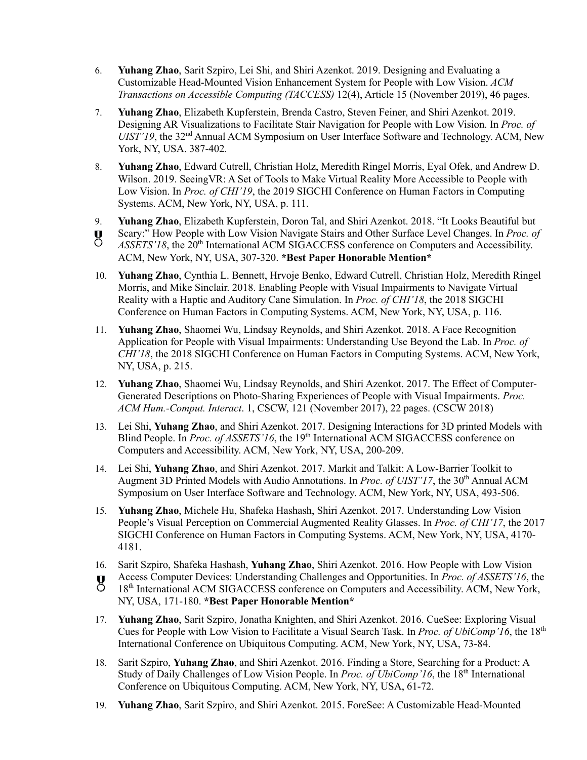6. **Yuhang Zhao**, Sarit Szpiro, Lei Shi, and Shiri Azenkot. 2019. Designing and Evaluating a Customizable Head-Mounted Vision Enhancement System for People with Low Vision. *ACM Transactions on Accessible Computing (TACCESS)* 12(4), Article 15 (November 2019), 46 pages.

7. **Yuhang Zhao**, Elizabeth Kupferstein, Brenda Castro, Steven Feiner, and Shiri Azenkot. 2019. Designing AR Visualizations to Facilitate Stair Navigation for People with Low Vision. In *Proc. of UIST'19*, the 32nd Annual ACM Symposium on User Interface Software and Technology. ACM, New York, NY, USA. 387-402.

8. **Yuhang Zhao**, Edward Cutrell, Christian Holz, Meredith Ringel Morris, Eyal Ofek, and Andrew D. Wilson. 2019. SeeingVR: A Set of Tools to Make Virtual Reality More Accessible to People with Low Vision. In *Proc. of CHI'19*, the 2019 SIGCHI Conference on Human Factors in Computing Systems. ACM, New York, NY, USA, p. 111.

9. **Yuhang Zhao**, Elizabeth Kupferstein, Doron Tal, and Shiri Azenkot. 2018. "It Looks Beautiful but Scary:" How People with Low Vision Navigate Stairs and Other Surface Level Changes. In *Proc. of ASSETS'18*, the 20th International ACM SIGACCESS conference on Computers and Accessibility. ACM, New York, NY, USA, 307-320. **\*Best Paper Honorable Mention\***

10. **Yuhang Zhao**, Cynthia L. Bennett, Hrvoje Benko, Edward Cutrell, Christian Holz, Meredith Ringel Morris, and Mike Sinclair. 2018. Enabling People with Visual Impairments to Navigate Virtual Reality with a Haptic and Auditory Cane Simulation. In *Proc. of CHI'18*, the 2018 SIGCHI Conference on Human Factors in Computing Systems. ACM, New York, NY, USA, p. 116.

11. **Yuhang Zhao**, Shaomei Wu, Lindsay Reynolds, and Shiri Azenkot. 2018. A Face Recognition Application for People with Visual Impairments: Understanding Use Beyond the Lab. In *Proc. of CHI'18*, the 2018 SIGCHI Conference on Human Factors in Computing Systems. ACM, New York, NY, USA, p. 215.

12. **Yuhang Zhao**, Shaomei Wu, Lindsay Reynolds, and Shiri Azenkot. 2017. The Effect of Computer-Generated Descriptions on Photo-Sharing Experiences of People with Visual Impairments. *Proc. ACM Hum.-Comput. Interact*. 1, CSCW, 121 (November 2017), 22 pages. (CSCW 2018)

13. Lei Shi, **Yuhang Zhao**, and Shiri Azenkot. 2017. Designing Interactions for 3D printed Models with Blind People. In *Proc. of ASSETS'16*, the 19th International ACM SIGACCESS conference on Computers and Accessibility. ACM, New York, NY, USA, 200-209.

14. Lei Shi, **Yuhang Zhao**, and Shiri Azenkot. 2017. Markit and Talkit: A Low-Barrier Toolkit to Augment 3D Printed Models with Audio Annotations. In *Proc. of UIST'17*, the 30th Annual ACM Symposium on User Interface Software and Technology. ACM, New York, NY, USA, 493-506.

15. **Yuhang Zhao**, Michele Hu, Shafeka Hashash, Shiri Azenkot. 2017. Understanding Low Vision People's Visual Perception on Commercial Augmented Reality Glasses. In *Proc. of CHI'17*, the 2017 SIGCHI Conference on Human Factors in Computing Systems. ACM, New York, NY, USA, 4170-4181.

16. Sarit Szpiro, Shafeka Hashash, **Yuhang Zhao**, Shiri Azenkot. 2016. How People with Low Vision Access Computer Devices: Understanding Challenges and Opportunities. In *Proc. of ASSETS'16*, the 18th International ACM SIGACCESS conference on Computers and Accessibility. ACM, New York, NY, USA, 171-180. **\*Best Paper Honorable Mention\***

17. **Yuhang Zhao**, Sarit Szpiro, Jonatha Knighten, and Shiri Azenkot. 2016. CueSee: Exploring Visual Cues for People with Low Vision to Facilitate a Visual Search Task. In *Proc. of UbiComp'16*, the 18th International Conference on Ubiquitous Computing. ACM, New York, NY, USA, 73-84.

18. Sarit Szpiro, **Yuhang Zhao**, and Shiri Azenkot. 2016. Finding a Store, Searching for a Product: A Study of Daily Challenges of Low Vision People. In *Proc. of UbiComp'16*, the 18th International Conference on Ubiquitous Computing. ACM, New York, NY, USA, 61-72.

19. **Yuhang Zhao**, Sarit Szpiro, and Shiri Azenkot. 2015. ForeSee: A Customizable Head-Mounted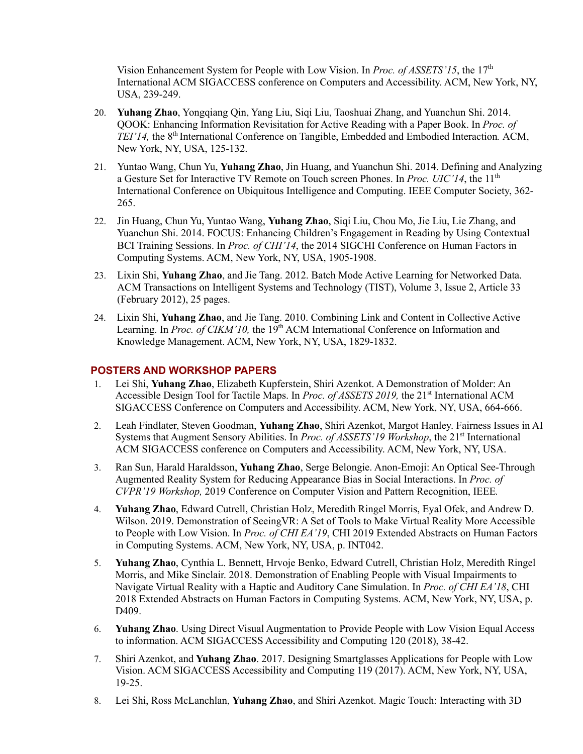Vision Enhancement System for People with Low Vision. In *Proc. of ASSETS'15*, the 17th International ACM SIGACCESS conference on Computers and Accessibility. ACM, New York, NY, USA, 239-249.

20. **Yuhang Zhao**, Yongqiang Qin, Yang Liu, Siqi Liu, Taoshuai Zhang, and Yuanchun Shi. 2014. QOOK: Enhancing Information Revisitation for Active Reading with a Paper Book. In *Proc. of TEI'14,* the 8th International Conference on Tangible, Embedded and Embodied Interaction*.* ACM, New York, NY, USA, 125-132.

21. Yuntao Wang, Chun Yu, **Yuhang Zhao**, Jin Huang, and Yuanchun Shi. 2014. Defining and Analyzing a Gesture Set for Interactive TV Remote on Touch screen Phones. In *Proc. UIC'14*, the 11th International Conference on Ubiquitous Intelligence and Computing. IEEE Computer Society, 362-265.

22. Jin Huang, Chun Yu, Yuntao Wang, **Yuhang Zhao**, Siqi Liu, Chou Mo, Jie Liu, Lie Zhang, and Yuanchun Shi. 2014. FOCUS: Enhancing Children's Engagement in Reading by Using Contextual BCI Training Sessions. In *Proc. of CHI'14*, the 2014 SIGCHI Conference on Human Factors in Computing Systems. ACM, New York, NY, USA, 1905-1908.

23. Lixin Shi, **Yuhang Zhao**, and Jie Tang. 2012. Batch Mode Active Learning for Networked Data. ACM Transactions on Intelligent Systems and Technology (TIST), Volume 3, Issue 2, Article 33 (February 2012), 25 pages.

24. Lixin Shi, **Yuhang Zhao**, and Jie Tang. 2010. Combining Link and Content in Collective Active Learning. In *Proc. of CIKM'10,* the 19th ACM International Conference on Information and Knowledge Management. ACM, New York, NY, USA, 1829-1832.

## POSTERS AND WORKSHOP PAPERS

1. Lei Shi, **Yuhang Zhao**, Elizabeth Kupferstein, Shiri Azenkot. A Demonstration of Molder: An Accessible Design Tool for Tactile Maps. In *Proc. of ASSETS 2019,* the 21st International ACM SIGACCESS Conference on Computers and Accessibility. ACM, New York, NY, USA, 664-666.

2. Leah Findlater, Steven Goodman, **Yuhang Zhao**, Shiri Azenkot, Margot Hanley. Fairness Issues in AI Systems that Augment Sensory Abilities. In *Proc. of ASSETS'19 Workshop*, the 21st International ACM SIGACCESS conference on Computers and Accessibility. ACM, New York, NY, USA.

3. Ran Sun, Harald Haraldsson, **Yuhang Zhao**, Serge Belongie. Anon-Emoji: An Optical See-Through Augmented Reality System for Reducing Appearance Bias in Social Interactions. In *Proc. of CVPR'19 Workshop,* 2019 Conference on Computer Vision and Pattern Recognition, IEEE*.*

4. **Yuhang Zhao**, Edward Cutrell, Christian Holz, Meredith Ringel Morris, Eyal Ofek, and Andrew D. Wilson. 2019. Demonstration of SeeingVR: A Set of Tools to Make Virtual Reality More Accessible to People with Low Vision. In *Proc. of CHI EA'19*, CHI 2019 Extended Abstracts on Human Factors in Computing Systems. ACM, New York, NY, USA, p. INT042.

5. **Yuhang Zhao**, Cynthia L. Bennett, Hrvoje Benko, Edward Cutrell, Christian Holz, Meredith Ringel Morris, and Mike Sinclair. 2018. Demonstration of Enabling People with Visual Impairments to Navigate Virtual Reality with a Haptic and Auditory Cane Simulation. In *Proc. of CHI EA'18*, CHI 2018 Extended Abstracts on Human Factors in Computing Systems. ACM, New York, NY, USA, p. D409.

6. **Yuhang Zhao**. Using Direct Visual Augmentation to Provide People with Low Vision Equal Access to information. ACM SIGACCESS Accessibility and Computing 120 (2018), 38-42.

7. Shiri Azenkot, and **Yuhang Zhao**. 2017. Designing Smartglasses Applications for People with Low Vision. ACM SIGACCESS Accessibility and Computing 119 (2017). ACM, New York, NY, USA, 19-25.

8. Lei Shi, Ross McLanchlan, **Yuhang Zhao**, and Shiri Azenkot. Magic Touch: Interacting with 3D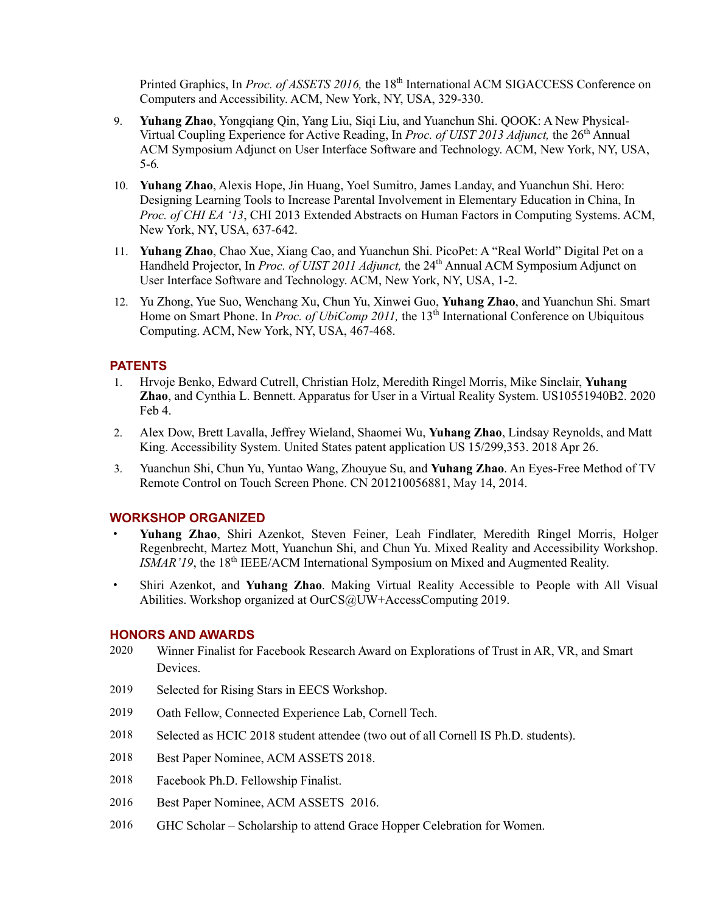Printed Graphics, In *Proc. of ASSETS 2016,* the 18th International ACM SIGACCESS Conference on Computers and Accessibility. ACM, New York, NY, USA, 329-330.

9. **Yuhang Zhao**, Yongqiang Qin, Yang Liu, Siqi Liu, and Yuanchun Shi. QOOK: A New Physical-Virtual Coupling Experience for Active Reading, In *Proc. of UIST 2013 Adjunct,* the 26th Annual ACM Symposium Adjunct on User Interface Software and Technology. ACM, New York, NY, USA, 5-6.
10. **Yuhang Zhao**, Alexis Hope, Jin Huang, Yoel Sumitro, James Landay, and Yuanchun Shi. Hero: Designing Learning Tools to Increase Parental Involvement in Elementary Education in China, In *Proc. of CHI EA '13*, CHI 2013 Extended Abstracts on Human Factors in Computing Systems. ACM, New York, NY, USA, 637-642.
11. **Yuhang Zhao**, Chao Xue, Xiang Cao, and Yuanchun Shi. PicoPet: A "Real World" Digital Pet on a Handheld Projector, In *Proc. of UIST 2011 Adjunct,* the 24th Annual ACM Symposium Adjunct on User Interface Software and Technology. ACM, New York, NY, USA, 1-2.
12. Yu Zhong, Yue Suo, Wenchang Xu, Chun Yu, Xinwei Guo, **Yuhang Zhao**, and Yuanchun Shi. Smart Home on Smart Phone. In *Proc. of UbiComp 2011,* the 13th International Conference on Ubiquitous Computing. ACM, New York, NY, USA, 467-468.

## PATENTS

1. Hrvoje Benko, Edward Cutrell, Christian Holz, Meredith Ringel Morris, Mike Sinclair, **Yuhang Zhao**, and Cynthia L. Bennett. Apparatus for User in a Virtual Reality System. US10551940B2. 2020 Feb 4.
2. Alex Dow, Brett Lavalla, Jeffrey Wieland, Shaomei Wu, **Yuhang Zhao**, Lindsay Reynolds, and Matt King. Accessibility System. United States patent application US 15/299,353. 2018 Apr 26.
3. Yuanchun Shi, Chun Yu, Yuntao Wang, Zhouyue Su, and **Yuhang Zhao**. An Eyes-Free Method of TV Remote Control on Touch Screen Phone. CN 201210056881, May 14, 2014.

## WORKSHOP ORGANIZED

- **Yuhang Zhao**, Shiri Azenkot, Steven Feiner, Leah Findlater, Meredith Ringel Morris, Holger Regenbrecht, Martez Mott, Yuanchun Shi, and Chun Yu. Mixed Reality and Accessibility Workshop. *ISMAR'19*, the 18th IEEE/ACM International Symposium on Mixed and Augmented Reality.
- Shiri Azenkot, and **Yuhang Zhao**. Making Virtual Reality Accessible to People with All Visual Abilities. Workshop organized at OurCS@UW+AccessComputing 2019.

## HONORS AND AWARDS

- 2020 Winner Finalist for Facebook Research Award on Explorations of Trust in AR, VR, and Smart Devices.
- 2019 Selected for Rising Stars in EECS Workshop.
- 2019 Oath Fellow, Connected Experience Lab, Cornell Tech.
- 2018 Selected as HCIC 2018 student attendee (two out of all Cornell IS Ph.D. students).
- 2018 Best Paper Nominee, ACM ASSETS 2018.
- 2018 Facebook Ph.D. Fellowship Finalist.
- 2016 Best Paper Nominee, ACM ASSETS 2016.
- 2016 GHC Scholar – Scholarship to attend Grace Hopper Celebration for Women.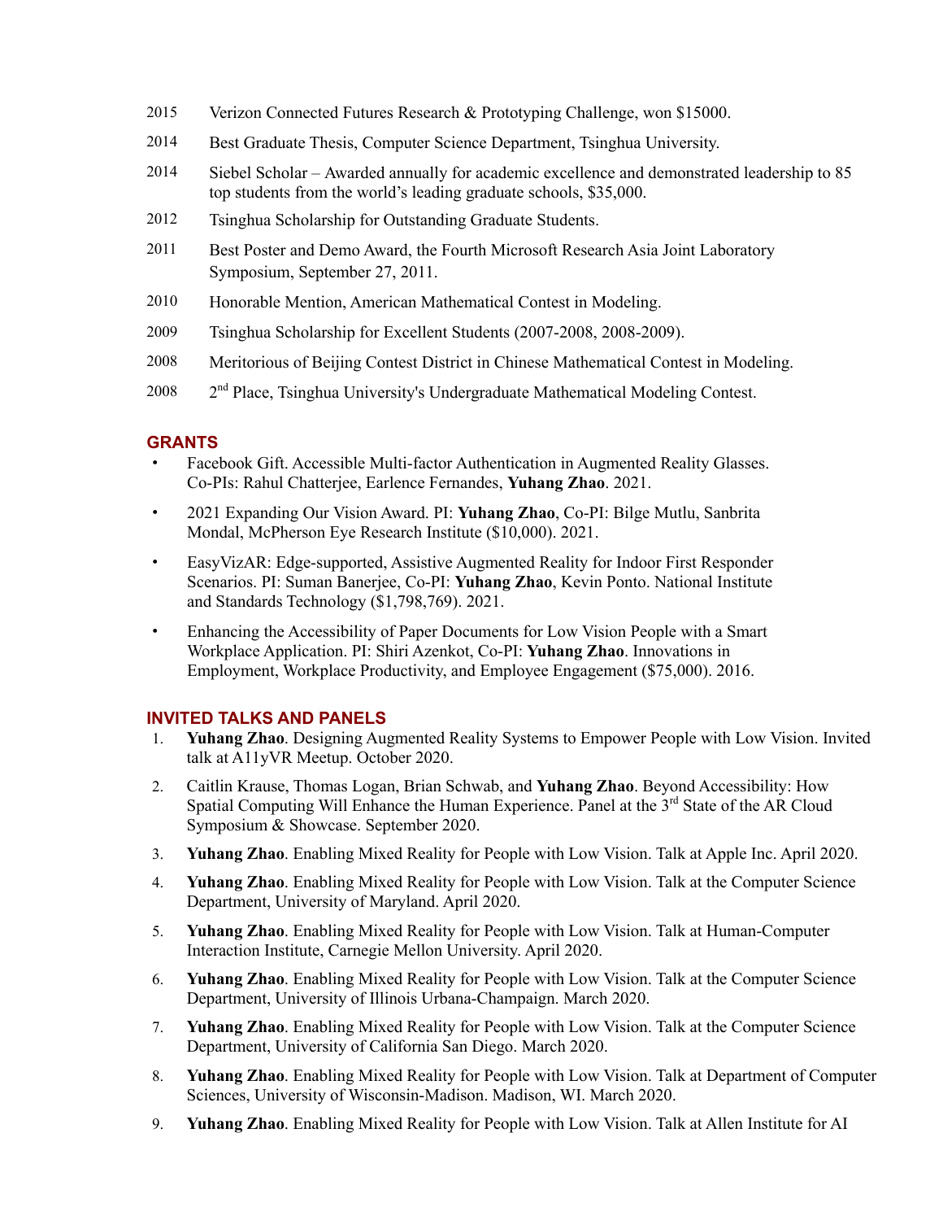2015 Verizon Connected Futures Research & Prototyping Challenge, won $15000.

2014 Best Graduate Thesis, Computer Science Department, Tsinghua University.

2014 Siebel Scholar – Awarded annually for academic excellence and demonstrated leadership to 85 top students from the world's leading graduate schools, $35,000.

2012 Tsinghua Scholarship for Outstanding Graduate Students.

2011 Best Poster and Demo Award, the Fourth Microsoft Research Asia Joint Laboratory Symposium, September 27, 2011.

2010 Honorable Mention, American Mathematical Contest in Modeling.

2009 Tsinghua Scholarship for Excellent Students (2007-2008, 2008-2009).

2008 Meritorious of Beijing Contest District in Chinese Mathematical Contest in Modeling.

2008 2nd Place, Tsinghua University's Undergraduate Mathematical Modeling Contest.

## GRANTS

- Facebook Gift. Accessible Multi-factor Authentication in Augmented Reality Glasses. Co-PIs: Rahul Chatterjee, Earlence Fernandes, **Yuhang Zhao**. 2021.
- 2021 Expanding Our Vision Award. PI: **Yuhang Zhao**, Co-PI: Bilge Mutlu, Sanbrita Mondal, McPherson Eye Research Institute ($10,000). 2021.
- EasyVizAR: Edge-supported, Assistive Augmented Reality for Indoor First Responder Scenarios. PI: Suman Banerjee, Co-PI: **Yuhang Zhao**, Kevin Ponto. National Institute and Standards Technology ($1,798,769). 2021.
- Enhancing the Accessibility of Paper Documents for Low Vision People with a Smart Workplace Application. PI: Shiri Azenkot, Co-PI: **Yuhang Zhao**. Innovations in Employment, Workplace Productivity, and Employee Engagement ($75,000). 2016.

## INVITED TALKS AND PANELS

1. **Yuhang Zhao**. Designing Augmented Reality Systems to Empower People with Low Vision. Invited talk at A11yVR Meetup. October 2020.
2. Caitlin Krause, Thomas Logan, Brian Schwab, and **Yuhang Zhao**. Beyond Accessibility: How Spatial Computing Will Enhance the Human Experience. Panel at the 3rd State of the AR Cloud Symposium & Showcase. September 2020.
3. **Yuhang Zhao**. Enabling Mixed Reality for People with Low Vision. Talk at Apple Inc. April 2020.
4. **Yuhang Zhao**. Enabling Mixed Reality for People with Low Vision. Talk at the Computer Science Department, University of Maryland. April 2020.
5. **Yuhang Zhao**. Enabling Mixed Reality for People with Low Vision. Talk at Human-Computer Interaction Institute, Carnegie Mellon University. April 2020.
6. **Yuhang Zhao**. Enabling Mixed Reality for People with Low Vision. Talk at the Computer Science Department, University of Illinois Urbana-Champaign. March 2020.
7. **Yuhang Zhao**. Enabling Mixed Reality for People with Low Vision. Talk at the Computer Science Department, University of California San Diego. March 2020.
8. **Yuhang Zhao**. Enabling Mixed Reality for People with Low Vision. Talk at Department of Computer Sciences, University of Wisconsin-Madison. Madison, WI. March 2020.
9. **Yuhang Zhao**. Enabling Mixed Reality for People with Low Vision. Talk at Allen Institute for AI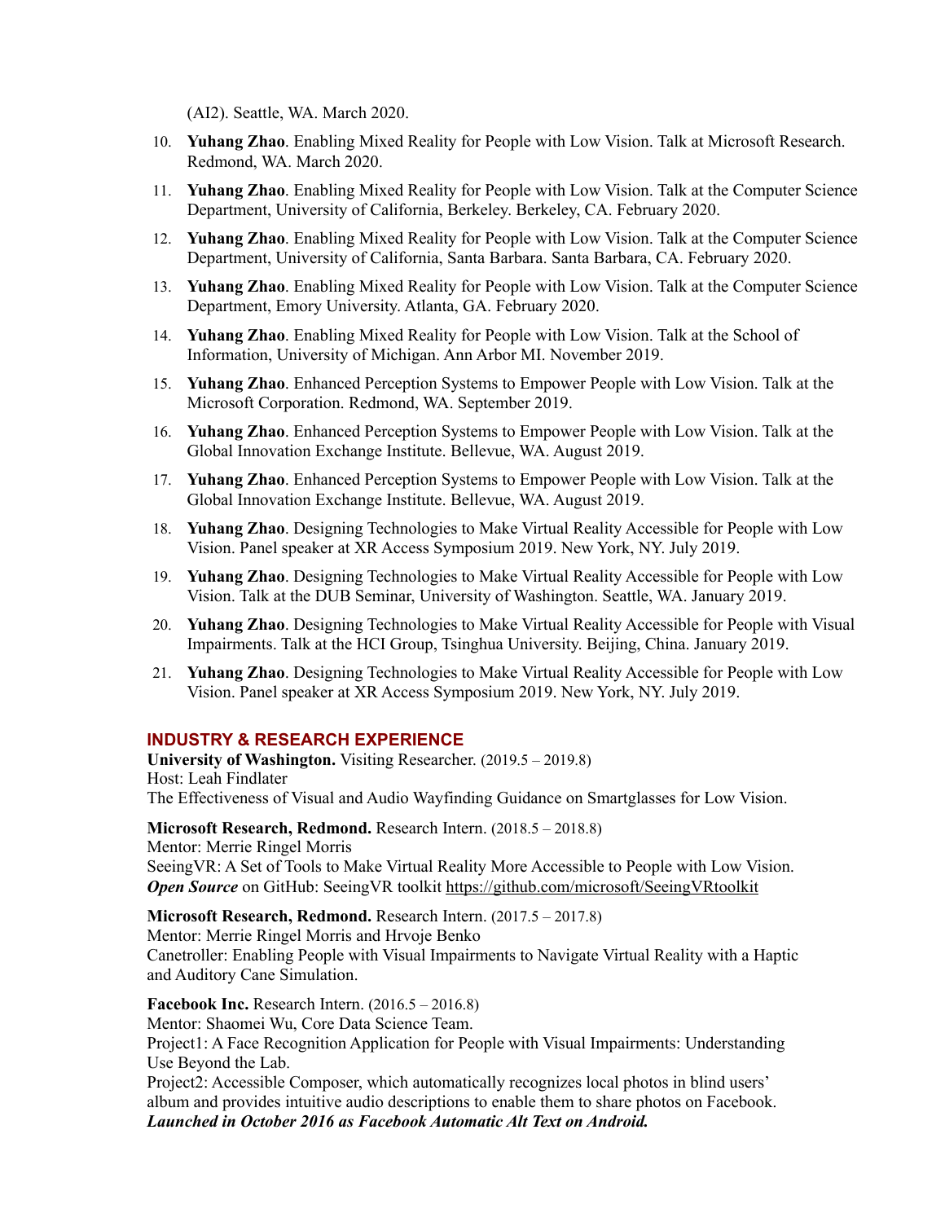(AI2). Seattle, WA. March 2020.

10. **Yuhang Zhao**. Enabling Mixed Reality for People with Low Vision. Talk at Microsoft Research. Redmond, WA. March 2020.
11. **Yuhang Zhao**. Enabling Mixed Reality for People with Low Vision. Talk at the Computer Science Department, University of California, Berkeley. Berkeley, CA. February 2020.
12. **Yuhang Zhao**. Enabling Mixed Reality for People with Low Vision. Talk at the Computer Science Department, University of California, Santa Barbara. Santa Barbara, CA. February 2020.
13. **Yuhang Zhao**. Enabling Mixed Reality for People with Low Vision. Talk at the Computer Science Department, Emory University. Atlanta, GA. February 2020.
14. **Yuhang Zhao**. Enabling Mixed Reality for People with Low Vision. Talk at the School of Information, University of Michigan. Ann Arbor MI. November 2019.
15. **Yuhang Zhao**. Enhanced Perception Systems to Empower People with Low Vision. Talk at the Microsoft Corporation. Redmond, WA. September 2019.
16. **Yuhang Zhao**. Enhanced Perception Systems to Empower People with Low Vision. Talk at the Global Innovation Exchange Institute. Bellevue, WA. August 2019.
17. **Yuhang Zhao**. Enhanced Perception Systems to Empower People with Low Vision. Talk at the Global Innovation Exchange Institute. Bellevue, WA. August 2019.
18. **Yuhang Zhao**. Designing Technologies to Make Virtual Reality Accessible for People with Low Vision. Panel speaker at XR Access Symposium 2019. New York, NY. July 2019.
19. **Yuhang Zhao**. Designing Technologies to Make Virtual Reality Accessible for People with Low Vision. Talk at the DUB Seminar, University of Washington. Seattle, WA. January 2019.
20. **Yuhang Zhao**. Designing Technologies to Make Virtual Reality Accessible for People with Visual Impairments. Talk at the HCI Group, Tsinghua University. Beijing, China. January 2019.
21. **Yuhang Zhao**. Designing Technologies to Make Virtual Reality Accessible for People with Low Vision. Panel speaker at XR Access Symposium 2019. New York, NY. July 2019.

## INDUSTRY & RESEARCH EXPERIENCE

**University of Washington.** Visiting Researcher. (2019.5 – 2019.8)
Host: Leah Findlater
The Effectiveness of Visual and Audio Wayfinding Guidance on Smartglasses for Low Vision.

**Microsoft Research, Redmond.** Research Intern. (2018.5 – 2018.8)
Mentor: Merrie Ringel Morris
SeeingVR: A Set of Tools to Make Virtual Reality More Accessible to People with Low Vision.
***Open Source*** on GitHub: SeeingVR toolkit https://github.com/microsoft/SeeingVRtoolkit

**Microsoft Research, Redmond.** Research Intern. (2017.5 – 2017.8)
Mentor: Merrie Ringel Morris and Hrvoje Benko
Canetroller: Enabling People with Visual Impairments to Navigate Virtual Reality with a Haptic and Auditory Cane Simulation.

**Facebook Inc.** Research Intern. (2016.5 – 2016.8)
Mentor: Shaomei Wu, Core Data Science Team.
Project1: A Face Recognition Application for People with Visual Impairments: Understanding Use Beyond the Lab.
Project2: Accessible Composer, which automatically recognizes local photos in blind users' album and provides intuitive audio descriptions to enable them to share photos on Facebook.
***Launched in October 2016 as Facebook Automatic Alt Text on Android.***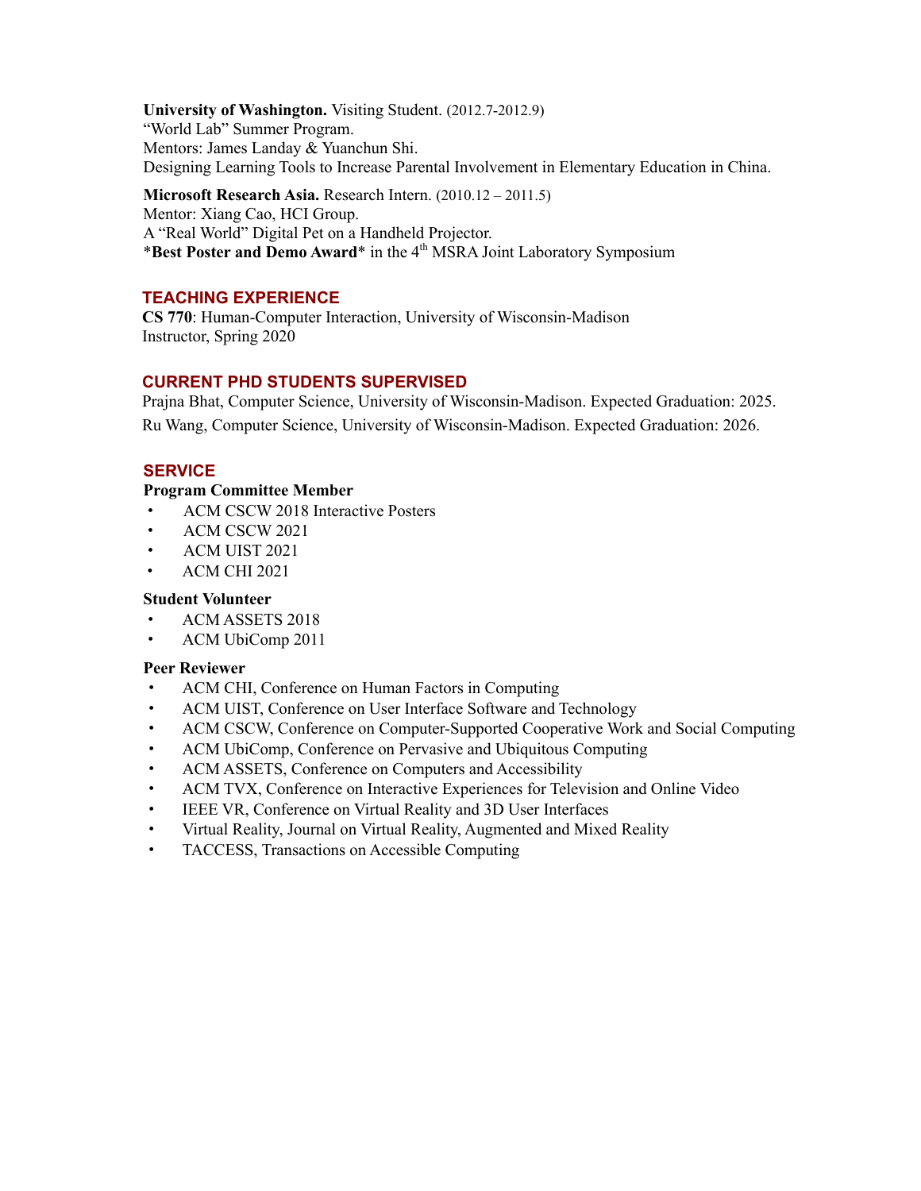**University of Washington.** Visiting Student. (2012.7-2012.9)
"World Lab" Summer Program.
Mentors: James Landay & Yuanchun Shi.
Designing Learning Tools to Increase Parental Involvement in Elementary Education in China.

**Microsoft Research Asia.** Research Intern. (2010.12 – 2011.5)
Mentor: Xiang Cao, HCI Group.
A "Real World" Digital Pet on a Handheld Projector.
\***Best Poster and Demo Award**\* in the 4th MSRA Joint Laboratory Symposium

## TEACHING EXPERIENCE

**CS 770**: Human-Computer Interaction, University of Wisconsin-Madison
Instructor, Spring 2020

## CURRENT PHD STUDENTS SUPERVISED

Prajna Bhat, Computer Science, University of Wisconsin-Madison. Expected Graduation: 2025.

Ru Wang, Computer Science, University of Wisconsin-Madison. Expected Graduation: 2026.

## SERVICE

**Program Committee Member**

- ACM CSCW 2018 Interactive Posters
- ACM CSCW 2021
- ACM UIST 2021
- ACM CHI 2021

**Student Volunteer**

- ACM ASSETS 2018
- ACM UbiComp 2011

**Peer Reviewer**

- ACM CHI, Conference on Human Factors in Computing
- ACM UIST, Conference on User Interface Software and Technology
- ACM CSCW, Conference on Computer-Supported Cooperative Work and Social Computing
- ACM UbiComp, Conference on Pervasive and Ubiquitous Computing
- ACM ASSETS, Conference on Computers and Accessibility
- ACM TVX, Conference on Interactive Experiences for Television and Online Video
- IEEE VR, Conference on Virtual Reality and 3D User Interfaces
- Virtual Reality, Journal on Virtual Reality, Augmented and Mixed Reality
- TACCESS, Transactions on Accessible Computing